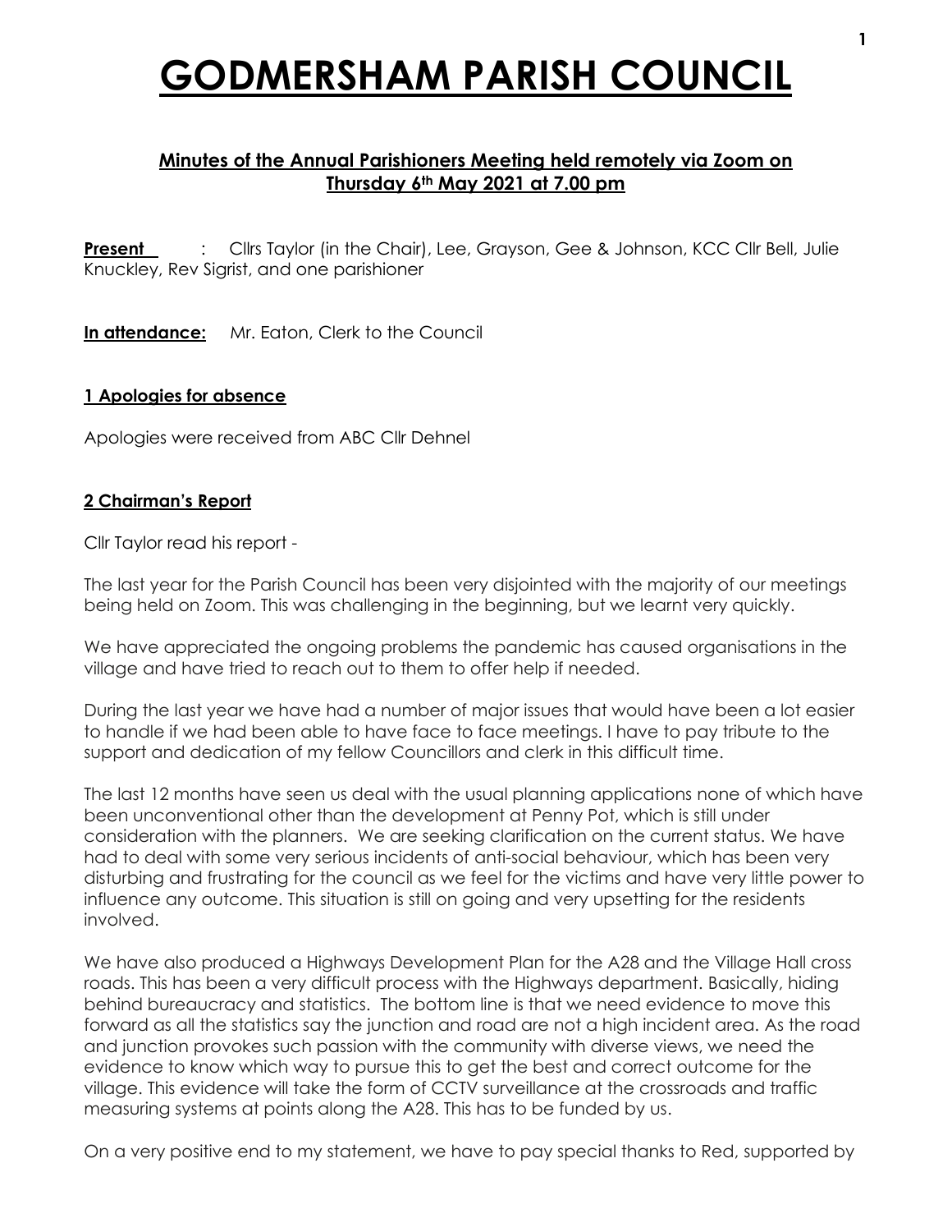# GODMERSHAM PARISH COUNCIL

## Minutes of the Annual Parishioners Meeting held remotely via Zoom on Thursday 6th May 2021 at 7.00 pm

**Present** : Cllrs Taylor (in the Chair), Lee, Grayson, Gee & Johnson, KCC Cllr Bell, Julie Knuckley, Rev Sigrist, and one parishioner

**In attendance:** Mr. Eaton, Clerk to the Council

### 1 Apologies for absence

Apologies were received from ABC Cllr Dehnel

### 2 Chairman's Report

Cllr Taylor read his report -

The last year for the Parish Council has been very disjointed with the majority of our meetings being held on Zoom. This was challenging in the beginning, but we learnt very quickly.

We have appreciated the ongoing problems the pandemic has caused organisations in the village and have tried to reach out to them to offer help if needed.

During the last year we have had a number of major issues that would have been a lot easier to handle if we had been able to have face to face meetings. I have to pay tribute to the support and dedication of my fellow Councillors and clerk in this difficult time.

The last 12 months have seen us deal with the usual planning applications none of which have been unconventional other than the development at Penny Pot, which is still under consideration with the planners. We are seeking clarification on the current status. We have had to deal with some very serious incidents of anti-social behaviour, which has been very disturbing and frustrating for the council as we feel for the victims and have very little power to influence any outcome. This situation is still on going and very upsetting for the residents involved.

We have also produced a Highways Development Plan for the A28 and the Village Hall cross roads. This has been a very difficult process with the Highways department. Basically, hiding behind bureaucracy and statistics. The bottom line is that we need evidence to move this forward as all the statistics say the junction and road are not a high incident area. As the road and junction provokes such passion with the community with diverse views, we need the evidence to know which way to pursue this to get the best and correct outcome for the village. This evidence will take the form of CCTV surveillance at the crossroads and traffic measuring systems at points along the A28. This has to be funded by us.

On a very positive end to my statement, we have to pay special thanks to Red, supported by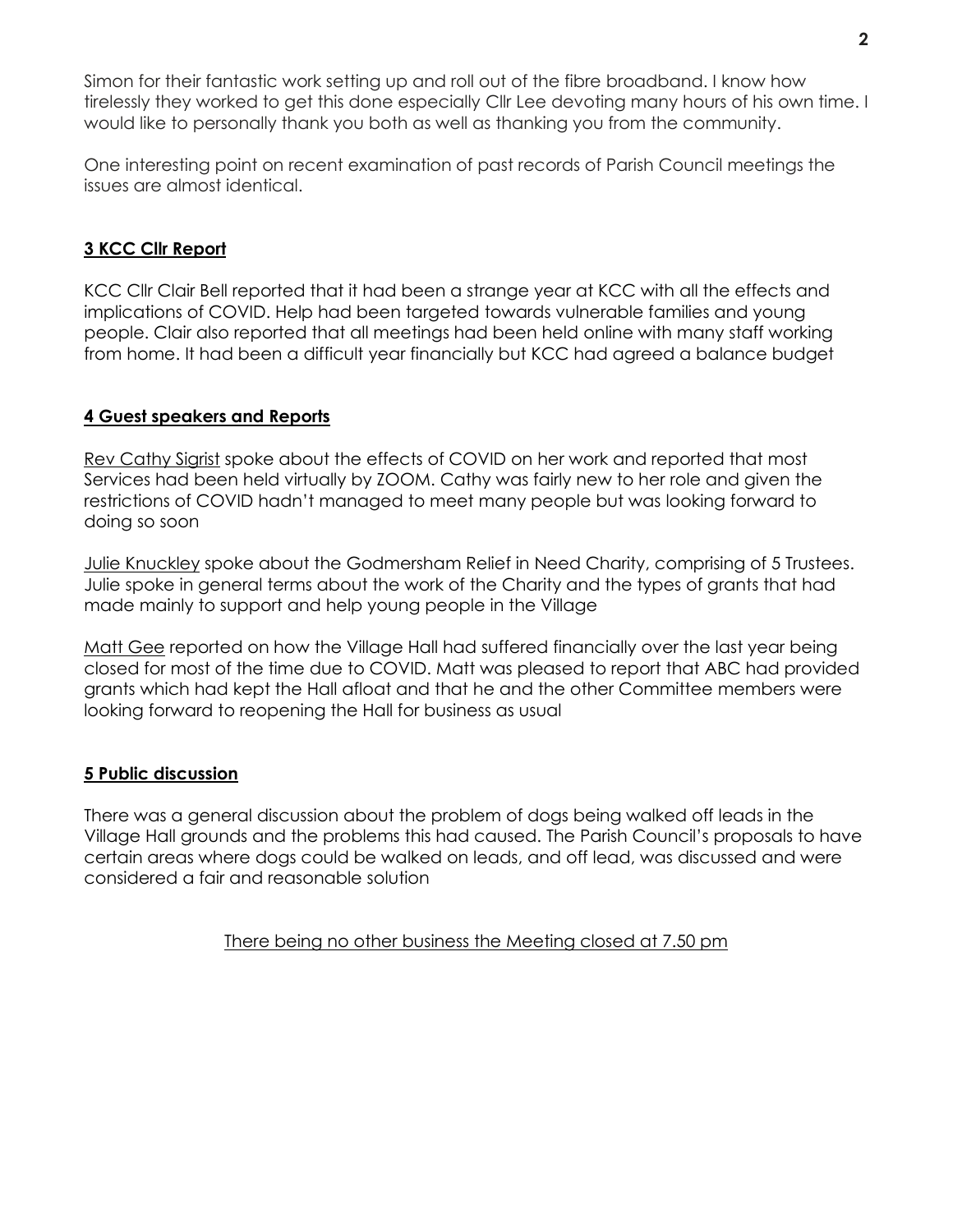Simon for their fantastic work setting up and roll out of the fibre broadband. I know how tirelessly they worked to get this done especially Cllr Lee devoting many hours of his own time. I would like to personally thank you both as well as thanking you from the community.

One interesting point on recent examination of past records of Parish Council meetings the issues are almost identical.

**3 KCC Cllr Report**

KCC Cllr Clair Bell reported that it had been a strange year at KCC with all the effects and implications of COVID. Help had been targeted towards vulnerable families and young people. Clair also reported that all meetings had been held online with many staff working from home. It had been a difficult year financially but KCC had agreed a balance budget

**4 Guest speakers and Reports**

Rev Cathy Sigrist spoke about the effects of COVID on her work and reported that most Services had been held virtually by ZOOM. Cathy was fairly new to her role and given the restrictions of COVID hadn't managed to meet many people but was looking forward to doing so soon

Julie Knuckley spoke about the Godmersham Relief in Need Charity, comprising of 5 Trustees. Julie spoke in general terms about the work of the Charity and the types of grants that had made mainly to support and help young people in the Village

Matt Gee reported on how the Village Hall had suffered financially over the last year being closed for most of the time due to COVID. Matt was pleased to report that ABC had provided grants which had kept the Hall afloat and that he and the other Committee members were looking forward to reopening the Hall for business as usual

**5 Public discussion**

There was a general discussion about the problem of dogs being walked off leads in the Village Hall grounds and the problems this had caused. The Parish Council's proposals to have certain areas where dogs could be walked on leads, and off lead, was discussed and were considered a fair and reasonable solution

There being no other business the Meeting closed at 7.50 pm